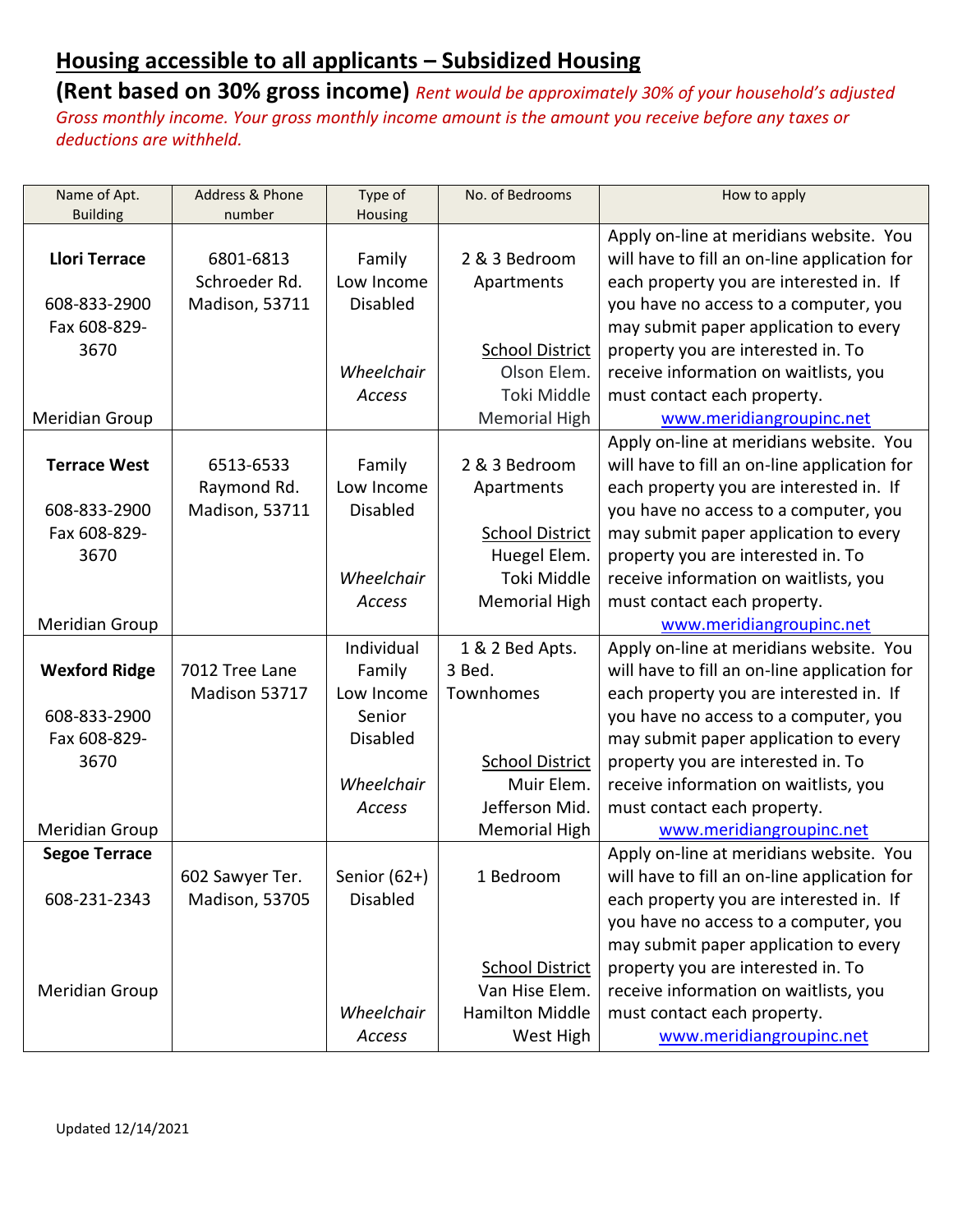# Housing accessible to all applicants – Subsidized Housing

**(Rent based on 30% gross income)** *Rent would be approximately 30% of your household's adjusted Gross monthly income. Your gross monthly income amount is the amount you receive before any taxes or deductions are withheld.*

| Name of Apt. Building | Address & Phone number | Type of Housing | No. of Bedrooms | How to apply |
|---|---|---|---|---|
| **Llori Terrace**<br>608-833-2900<br>Fax 608-829-3670<br>Meridian Group | 6801-6813 Schroeder Rd. Madison, 53711 | Family<br>Low Income<br>Disabled<br>*Wheelchair Access* | 2 & 3 Bedroom Apartments<br>School District<br>Olson Elem.<br>Toki Middle<br>Memorial High | Apply on-line at meridians website. You will have to fill an on-line application for each property you are interested in. If you have no access to a computer, you may submit paper application to every property you are interested in. To receive information on waitlists, you must contact each property. www.meridiangroupinc.net |
| **Terrace West**<br>608-833-2900<br>Fax 608-829-3670<br>Meridian Group | 6513-6533 Raymond Rd. Madison, 53711 | Family<br>Low Income<br>Disabled<br>*Wheelchair Access* | 2 & 3 Bedroom Apartments<br>School District<br>Huegel Elem.<br>Toki Middle<br>Memorial High | Apply on-line at meridians website. You will have to fill an on-line application for each property you are interested in. If you have no access to a computer, you may submit paper application to every property you are interested in. To receive information on waitlists, you must contact each property. www.meridiangroupinc.net |
| **Wexford Ridge**<br>608-833-2900<br>Fax 608-829-3670<br>Meridian Group | 7012 Tree Lane Madison 53717 | Individual<br>Family<br>Low Income<br>Senior<br>Disabled<br>*Wheelchair Access* | 1 & 2 Bed Apts.<br>3 Bed. Townhomes<br>School District<br>Muir Elem.<br>Jefferson Mid.<br>Memorial High | Apply on-line at meridians website. You will have to fill an on-line application for each property you are interested in. If you have no access to a computer, you may submit paper application to every property you are interested in. To receive information on waitlists, you must contact each property. www.meridiangroupinc.net |
| **Segoe Terrace**<br>608-231-2343<br>Meridian Group | 602 Sawyer Ter. Madison, 53705 | Senior (62+)<br>Disabled<br>*Wheelchair Access* | 1 Bedroom<br>School District<br>Van Hise Elem.<br>Hamilton Middle<br>West High | Apply on-line at meridians website. You will have to fill an on-line application for each property you are interested in. If you have no access to a computer, you may submit paper application to every property you are interested in. To receive information on waitlists, you must contact each property. www.meridiangroupinc.net |

Updated 12/14/2021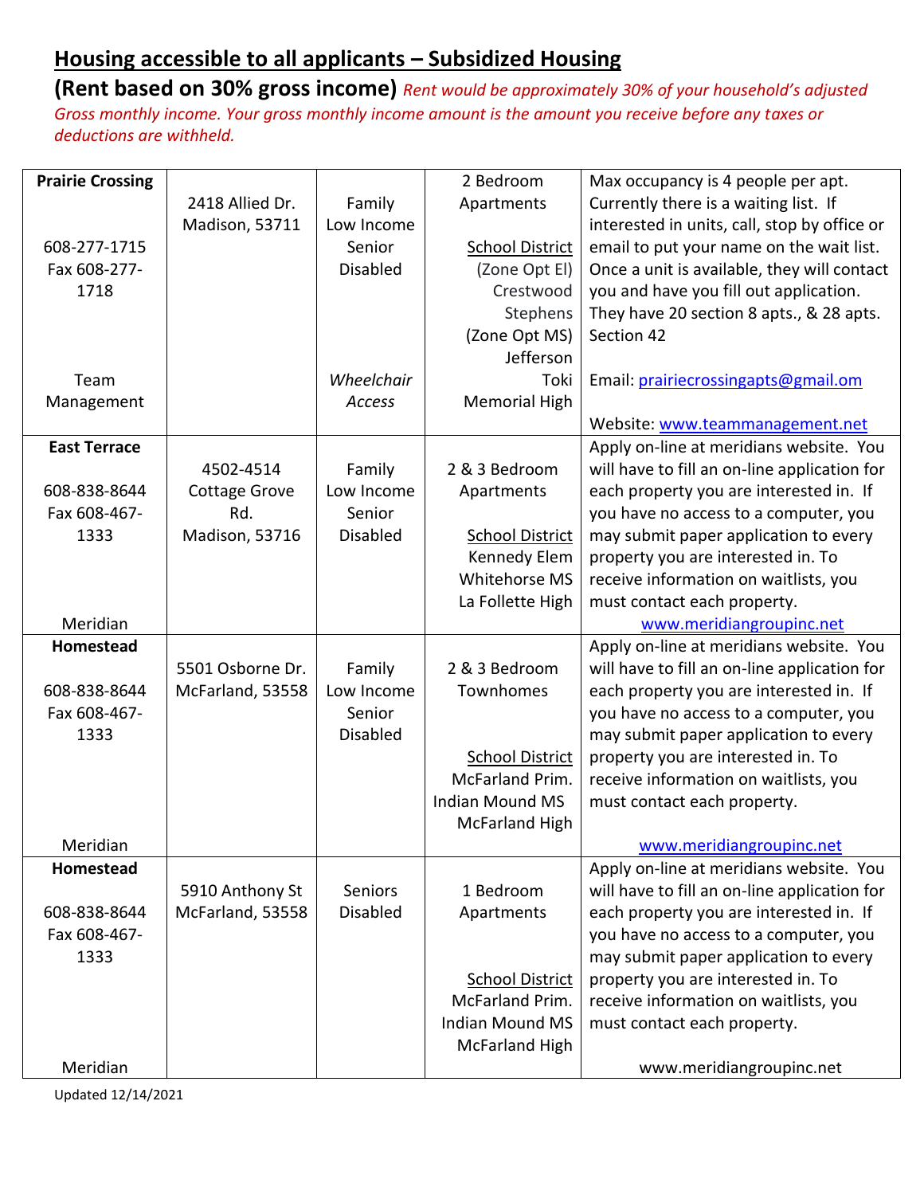## Housing accessible to all applicants – Subsidized Housing

**(Rent based on 30% gross income)** *Rent would be approximately 30% of your household's adjusted Gross monthly income. Your gross monthly income amount is the amount you receive before any taxes or deductions are withheld.*

| | | | | |
|---|---|---|---|---|
| **Prairie Crossing**<br><br>608-277-1715<br>Fax 608-277-1718<br><br>Team Management | 2418 Allied Dr.<br>Madison, 53711 | Family<br>Low Income<br>Senior<br>Disabled<br><br>*Wheelchair Access* | 2 Bedroom Apartments<br><br>School District<br>(Zone Opt El)<br>Crestwood<br>Stephens<br>(Zone Opt MS)<br>Jefferson<br>Toki<br>Memorial High | Max occupancy is 4 people per apt. Currently there is a waiting list. If interested in units, call, stop by office or email to put your name on the wait list. Once a unit is available, they will contact you and have you fill out application. They have 20 section 8 apts., & 28 apts. Section 42<br><br>Email: prairiecrossingapts@gmail.om<br><br>Website: www.teammanagement.net |
| **East Terrace**<br><br>608-838-8644<br>Fax 608-467-1333<br><br>Meridian | 4502-4514 Cottage Grove Rd.<br>Madison, 53716 | Family<br>Low Income<br>Senior<br>Disabled | 2 & 3 Bedroom Apartments<br><br>School District<br>Kennedy Elem<br>Whitehorse MS<br>La Follette High | Apply on-line at meridians website. You will have to fill an on-line application for each property you are interested in. If you have no access to a computer, you may submit paper application to every property you are interested in. To receive information on waitlists, you must contact each property.<br>www.meridiangroupinc.net |
| **Homestead**<br><br>608-838-8644<br>Fax 608-467-1333<br><br>Meridian | 5501 Osborne Dr.<br>McFarland, 53558 | Family<br>Low Income<br>Senior<br>Disabled | 2 & 3 Bedroom Townhomes<br><br>School District<br>McFarland Prim.<br>Indian Mound MS<br>McFarland High | Apply on-line at meridians website. You will have to fill an on-line application for each property you are interested in. If you have no access to a computer, you may submit paper application to every property you are interested in. To receive information on waitlists, you must contact each property.<br><br>www.meridiangroupinc.net |
| **Homestead**<br><br>608-838-8644<br>Fax 608-467-1333<br><br>Meridian | 5910 Anthony St<br>McFarland, 53558 | Seniors<br>Disabled | 1 Bedroom Apartments<br><br>School District<br>McFarland Prim.<br>Indian Mound MS<br>McFarland High | Apply on-line at meridians website. You will have to fill an on-line application for each property you are interested in. If you have no access to a computer, you may submit paper application to every property you are interested in. To receive information on waitlists, you must contact each property.<br><br>www.meridiangroupinc.net |

Updated 12/14/2021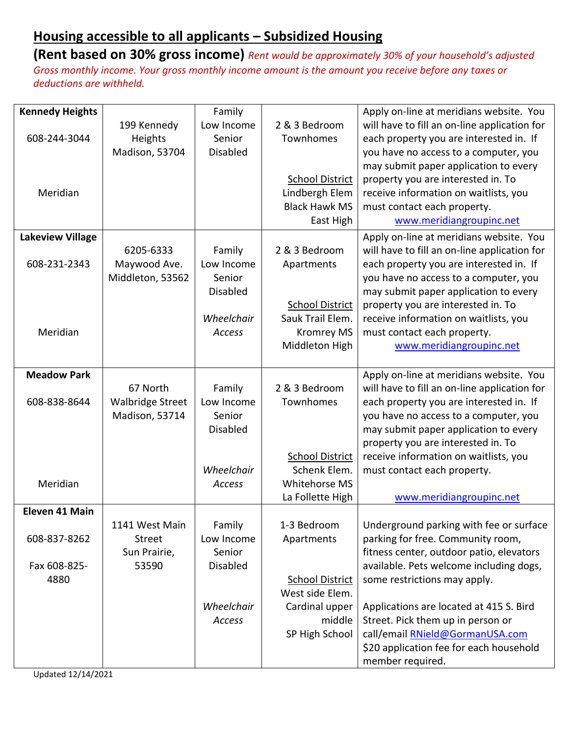## Housing accessible to all applicants – Subsidized Housing

**(Rent based on 30% gross income)** *Rent would be approximately 30% of your household's adjusted Gross monthly income. Your gross monthly income amount is the amount you receive before any taxes or deductions are withheld.*

| | | | | |
|---|---|---|---|---|
| **Kennedy Heights**<br>608-244-3044<br><br>Meridian | 199 Kennedy Heights<br>Madison, 53704 | Family<br>Low Income<br>Senior<br>Disabled | 2 & 3 Bedroom Townhomes<br><br><u>School District</u><br>Lindbergh Elem<br>Black Hawk MS<br>East High | Apply on-line at meridians website. You will have to fill an on-line application for each property you are interested in. If you have no access to a computer, you may submit paper application to every property you are interested in. To receive information on waitlists, you must contact each property.<br>www.meridiangroupinc.net |
| **Lakeview Village**<br>608-231-2343<br><br>Meridian | 6205-6333 Maywood Ave.<br>Middleton, 53562 | Family<br>Low Income<br>Senior<br>Disabled<br><br>*Wheelchair Access* | 2 & 3 Bedroom Apartments<br><br><u>School District</u><br>Sauk Trail Elem.<br>Kromrey MS<br>Middleton High | Apply on-line at meridians website. You will have to fill an on-line application for each property you are interested in. If you have no access to a computer, you may submit paper application to every property you are interested in. To receive information on waitlists, you must contact each property.<br>www.meridiangroupinc.net |
| **Meadow Park**<br>608-838-8644<br><br>Meridian | 67 North Walbridge Street<br>Madison, 53714 | Family<br>Low Income<br>Senior<br>Disabled<br><br>*Wheelchair Access* | 2 & 3 Bedroom Townhomes<br><br><u>School District</u><br>Schenk Elem.<br>Whitehorse MS<br>La Follette High | Apply on-line at meridians website. You will have to fill an on-line application for each property you are interested in. If you have no access to a computer, you may submit paper application to every property you are interested in. To receive information on waitlists, you must contact each property.<br>www.meridiangroupinc.net |
| **Eleven 41 Main**<br>608-837-8262<br><br>Fax 608-825-4880 | 1141 West Main Street<br>Sun Prairie, 53590 | Family<br>Low Income<br>Senior<br>Disabled<br><br>*Wheelchair Access* | 1-3 Bedroom Apartments<br><br><u>School District</u><br>West side Elem.<br>Cardinal upper middle<br>SP High School | Underground parking with fee or surface parking for free. Community room, fitness center, outdoor patio, elevators available. Pets welcome including dogs, some restrictions may apply.<br><br>Applications are located at 415 S. Bird Street. Pick them up in person or call/email RNield@GormanUSA.com $20 application fee for each household member required. |

Updated 12/14/2021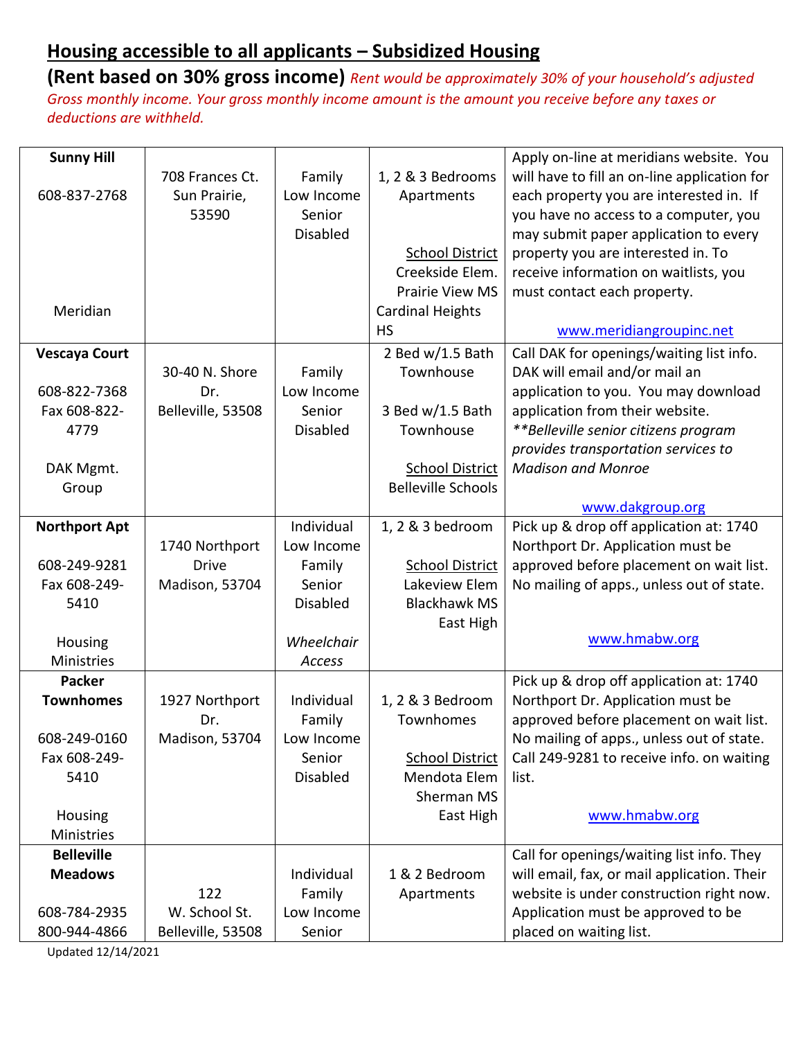## Housing accessible to all applicants – Subsidized Housing

**(Rent based on 30% gross income)** *Rent would be approximately 30% of your household's adjusted Gross monthly income. Your gross monthly income amount is the amount you receive before any taxes or deductions are withheld.*

| | | | | |
|---|---|---|---|---|
| **Sunny Hill**<br><br>608-837-2768<br><br>Meridian | 708 Frances Ct.<br>Sun Prairie, 53590 | Family<br>Low Income<br>Senior<br>Disabled | 1, 2 & 3 Bedrooms Apartments<br><br><u>School District</u><br>Creekside Elem.<br>Prairie View MS<br>Cardinal Heights HS | Apply on-line at meridians website. You will have to fill an on-line application for each property you are interested in. If you have no access to a computer, you may submit paper application to every property you are interested in. To receive information on waitlists, you must contact each property.<br><br>www.meridiangroupinc.net |
| **Vescaya Court**<br><br>608-822-7368<br>Fax 608-822-4779<br><br>DAK Mgmt. Group | 30-40 N. Shore Dr.<br>Belleville, 53508 | Family<br>Low Income<br>Senior<br>Disabled | 2 Bed w/1.5 Bath Townhouse<br><br>3 Bed w/1.5 Bath Townhouse<br><br><u>School District</u><br>Belleville Schools | Call DAK for openings/waiting list info. DAK will email and/or mail an application to you. You may download application from their website.<br>*\*\*Belleville senior citizens program provides transportation services to Madison and Monroe*<br><br>www.dakgroup.org |
| **Northport Apt**<br><br>608-249-9281<br>Fax 608-249-5410<br><br>Housing Ministries | 1740 Northport Drive<br>Madison, 53704 | Individual<br>Low Income<br>Family<br>Senior<br>Disabled<br><br>*Wheelchair Access* | 1, 2 & 3 bedroom<br><br><u>School District</u><br>Lakeview Elem<br>Blackhawk MS<br>East High | Pick up & drop off application at: 1740 Northport Dr. Application must be approved before placement on wait list. No mailing of apps., unless out of state.<br><br>www.hmabw.org |
| **Packer Townhomes**<br><br>608-249-0160<br>Fax 608-249-5410<br><br>Housing Ministries | 1927 Northport Dr.<br>Madison, 53704 | Individual<br>Family<br>Low Income<br>Senior<br>Disabled | 1, 2 & 3 Bedroom Townhomes<br><br><u>School District</u><br>Mendota Elem<br>Sherman MS<br>East High | Pick up & drop off application at: 1740 Northport Dr. Application must be approved before placement on wait list. No mailing of apps., unless out of state. Call 249-9281 to receive info. on waiting list.<br><br>www.hmabw.org |
| **Belleville Meadows**<br><br>608-784-2935<br>800-944-4866 | 122 W. School St.<br>Belleville, 53508 | Individual<br>Family<br>Low Income<br>Senior | 1 & 2 Bedroom Apartments | Call for openings/waiting list info. They will email, fax, or mail application. Their website is under construction right now. Application must be approved to be placed on waiting list. |

Updated 12/14/2021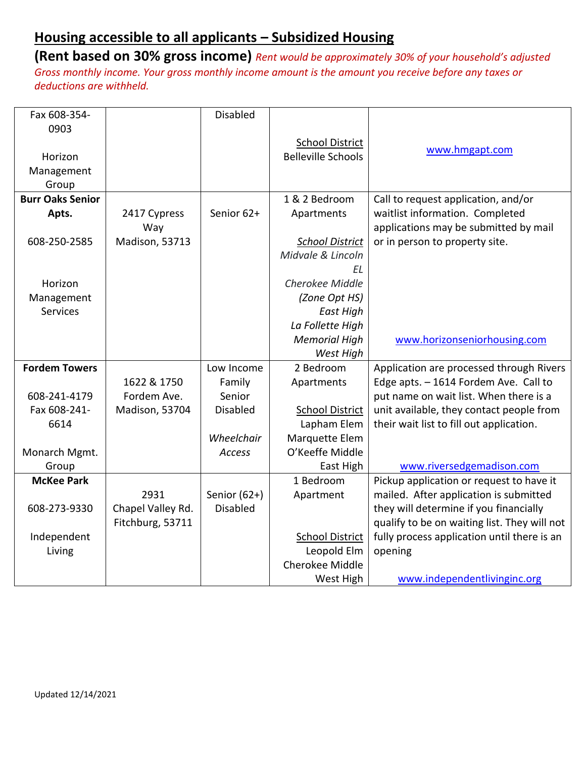## Housing accessible to all applicants – Subsidized Housing

**(Rent based on 30% gross income)** *Rent would be approximately 30% of your household's adjusted Gross monthly income. Your gross monthly income amount is the amount you receive before any taxes or deductions are withheld.*

| | | | | |
|---|---|---|---|---|
| Fax 608-354-0903<br><br>Horizon Management Group | | Disabled | School District<br>Belleville Schools | www.hmgapt.com |
| **Burr Oaks Senior Apts.**<br><br>608-250-2585<br><br>Horizon Management Services | 2417 Cypress Way<br>Madison, 53713 | Senior 62+ | 1 & 2 Bedroom Apartments<br><br>*School District*<br>*Midvale & Lincoln EL*<br>*Cherokee Middle*<br>*(Zone Opt HS)*<br>*East High*<br>*La Follette High*<br>*Memorial High*<br>*West High* | Call to request application, and/or waitlist information. Completed applications may be submitted by mail or in person to property site.<br><br>www.horizonseniorhousing.com |
| **Fordem Towers**<br><br>608-241-4179<br>Fax 608-241-6614<br><br>Monarch Mgmt. Group | 1622 & 1750 Fordem Ave.<br>Madison, 53704 | Low Income<br>Family<br>Senior<br>Disabled<br><br>*Wheelchair Access* | 2 Bedroom Apartments<br><br>School District<br>Lapham Elem<br>Marquette Elem<br>O'Keeffe Middle<br>East High | Application are processed through Rivers Edge apts. – 1614 Fordem Ave. Call to put name on wait list. When there is a unit available, they contact people from their wait list to fill out application.<br><br>www.riversedgemadison.com |
| **McKee Park**<br><br>608-273-9330<br><br>Independent Living | 2931 Chapel Valley Rd.<br>Fitchburg, 53711 | Senior (62+)<br>Disabled | 1 Bedroom Apartment<br><br>School District<br>Leopold Elm<br>Cherokee Middle<br>West High | Pickup application or request to have it mailed. After application is submitted they will determine if you financially qualify to be on waiting list. They will not fully process application until there is an opening<br><br>www.independentlivinginc.org |

Updated 12/14/2021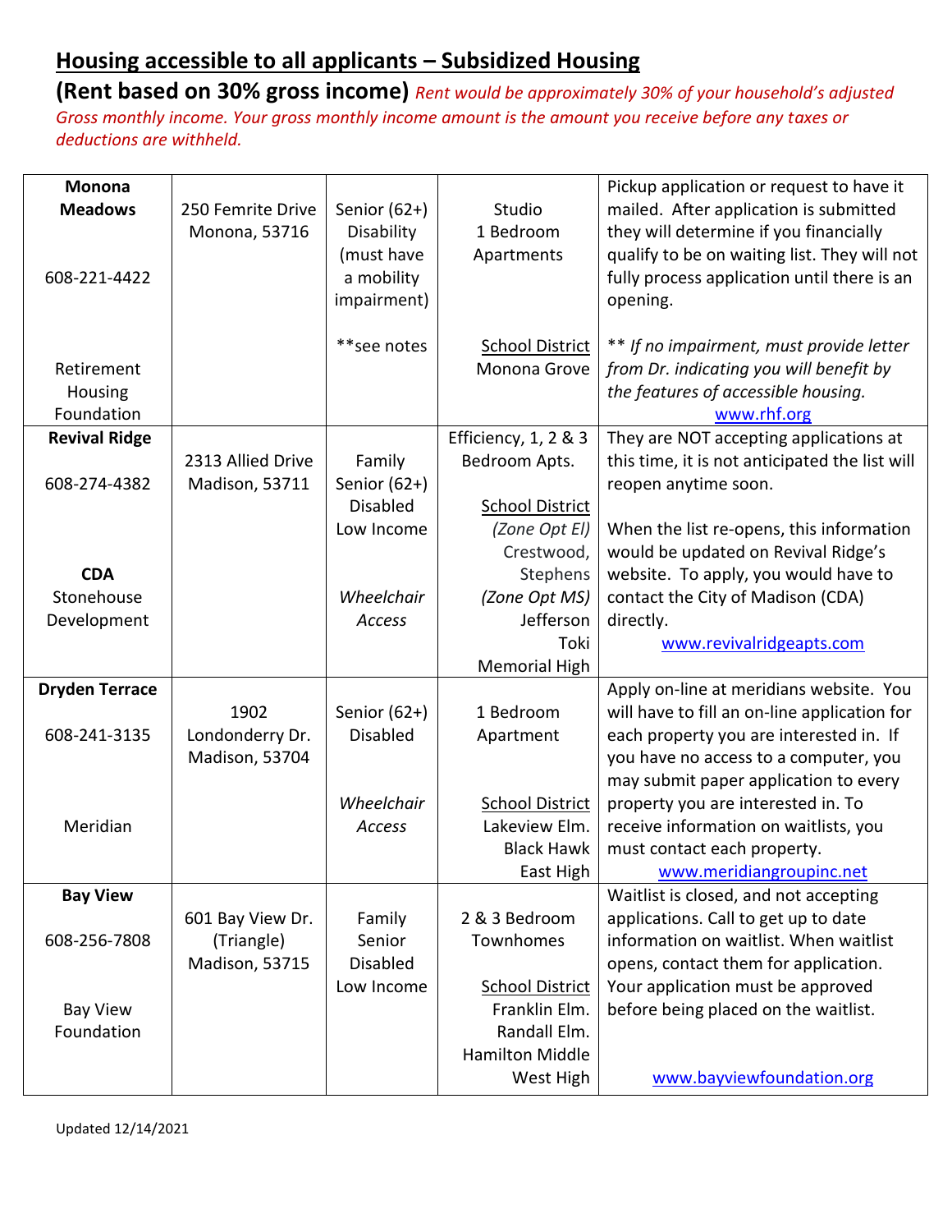## Housing accessible to all applicants – Subsidized Housing

**(Rent based on 30% gross income)** *Rent would be approximately 30% of your household's adjusted Gross monthly income. Your gross monthly income amount is the amount you receive before any taxes or deductions are withheld.*

| | | | | |
|---|---|---|---|---|
| **Monona Meadows**<br><br>608-221-4422<br><br>Retirement Housing Foundation | 250 Femrite Drive<br>Monona, 53716 | Senior (62+)<br>Disability (must have a mobility impairment)<br><br>**see notes | Studio<br>1 Bedroom<br>Apartments<br><br><u>School District</u><br>Monona Grove | Pickup application or request to have it mailed. After application is submitted they will determine if you financially qualify to be on waiting list. They will not fully process application until there is an opening.<br><br>*** If no impairment, must provide letter from Dr. indicating you will benefit by the features of accessible housing.*<br>www.rhf.org |
| **Revival Ridge**<br><br>608-274-4382<br><br>**CDA**<br>Stonehouse Development | 2313 Allied Drive<br>Madison, 53711 | Family<br>Senior (62+)<br>Disabled<br>Low Income<br><br>*Wheelchair Access* | Efficiency, 1, 2 & 3 Bedroom Apts.<br><br><u>School District</u><br>*(Zone Opt El)*<br>Crestwood,<br>Stephens<br>*(Zone Opt MS)*<br>Jefferson<br>Toki<br>Memorial High | They are NOT accepting applications at this time, it is not anticipated the list will reopen anytime soon.<br><br>When the list re-opens, this information would be updated on Revival Ridge's website. To apply, you would have to contact the City of Madison (CDA) directly.<br>www.revivalridgeapts.com |
| **Dryden Terrace**<br><br>608-241-3135<br><br>Meridian | 1902 Londonderry Dr.<br>Madison, 53704 | Senior (62+)<br>Disabled<br><br>*Wheelchair Access* | 1 Bedroom<br>Apartment<br><br><u>School District</u><br>Lakeview Elm.<br>Black Hawk<br>East High | Apply on-line at meridians website. You will have to fill an on-line application for each property you are interested in. If you have no access to a computer, you may submit paper application to every property you are interested in. To receive information on waitlists, you must contact each property.<br>www.meridiangroupinc.net |
| **Bay View**<br><br>608-256-7808<br><br>Bay View Foundation | 601 Bay View Dr.<br>(Triangle)<br>Madison, 53715 | Family<br>Senior<br>Disabled<br>Low Income | 2 & 3 Bedroom<br>Townhomes<br><br><u>School District</u><br>Franklin Elm.<br>Randall Elm.<br>Hamilton Middle<br>West High | Waitlist is closed, and not accepting applications. Call to get up to date information on waitlist. When waitlist opens, contact them for application. Your application must be approved before being placed on the waitlist.<br><br>www.bayviewfoundation.org |

Updated 12/14/2021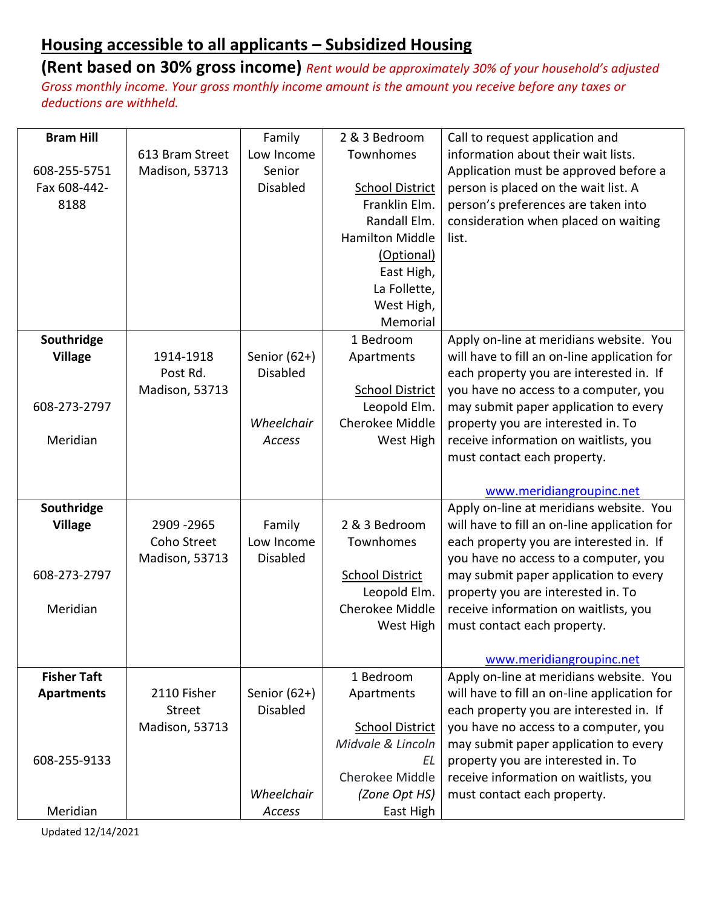# **Housing accessible to all applicants – Subsidized Housing**

**(Rent based on 30% gross income)** *Rent would be approximately 30% of your household's adjusted Gross monthly income. Your gross monthly income amount is the amount you receive before any taxes or deductions are withheld.*

| | | | | |
|---|---|---|---|---|
| **Bram Hill**<br><br>608-255-5751<br>Fax 608-442-8188 | 613 Bram Street<br>Madison, 53713 | Family<br>Low Income<br>Senior<br>Disabled | 2 & 3 Bedroom Townhomes<br><br>School District<br>Franklin Elm.<br>Randall Elm.<br>Hamilton Middle<br>(Optional)<br>East High,<br>La Follette,<br>West High,<br>Memorial | Call to request application and information about their wait lists. Application must be approved before a person is placed on the wait list. A person's preferences are taken into consideration when placed on waiting list. |
| **Southridge Village**<br><br>608-273-2797<br><br>Meridian | 1914-1918<br>Post Rd.<br>Madison, 53713 | Senior (62+)<br>Disabled<br><br>*Wheelchair Access* | 1 Bedroom Apartments<br><br>School District<br>Leopold Elm.<br>Cherokee Middle<br>West High | Apply on-line at meridians website. You will have to fill an on-line application for each property you are interested in. If you have no access to a computer, you may submit paper application to every property you are interested in. To receive information on waitlists, you must contact each property.<br><br>www.meridiangroupinc.net |
| **Southridge Village**<br><br>608-273-2797<br><br>Meridian | 2909 -2965<br>Coho Street<br>Madison, 53713 | Family<br>Low Income<br>Disabled | 2 & 3 Bedroom Townhomes<br><br>School District<br>Leopold Elm.<br>Cherokee Middle<br>West High | Apply on-line at meridians website. You will have to fill an on-line application for each property you are interested in. If you have no access to a computer, you may submit paper application to every property you are interested in. To receive information on waitlists, you must contact each property.<br><br>www.meridiangroupinc.net |
| **Fisher Taft Apartments**<br><br>608-255-9133<br><br>Meridian | 2110 Fisher Street<br>Madison, 53713 | Senior (62+)<br>Disabled<br><br>*Wheelchair Access* | 1 Bedroom Apartments<br><br>School District<br>*Midvale & Lincoln EL*<br>Cherokee Middle<br>*(Zone Opt HS)*<br>East High | Apply on-line at meridians website. You will have to fill an on-line application for each property you are interested in. If you have no access to a computer, you may submit paper application to every property you are interested in. To receive information on waitlists, you must contact each property. |

Updated 12/14/2021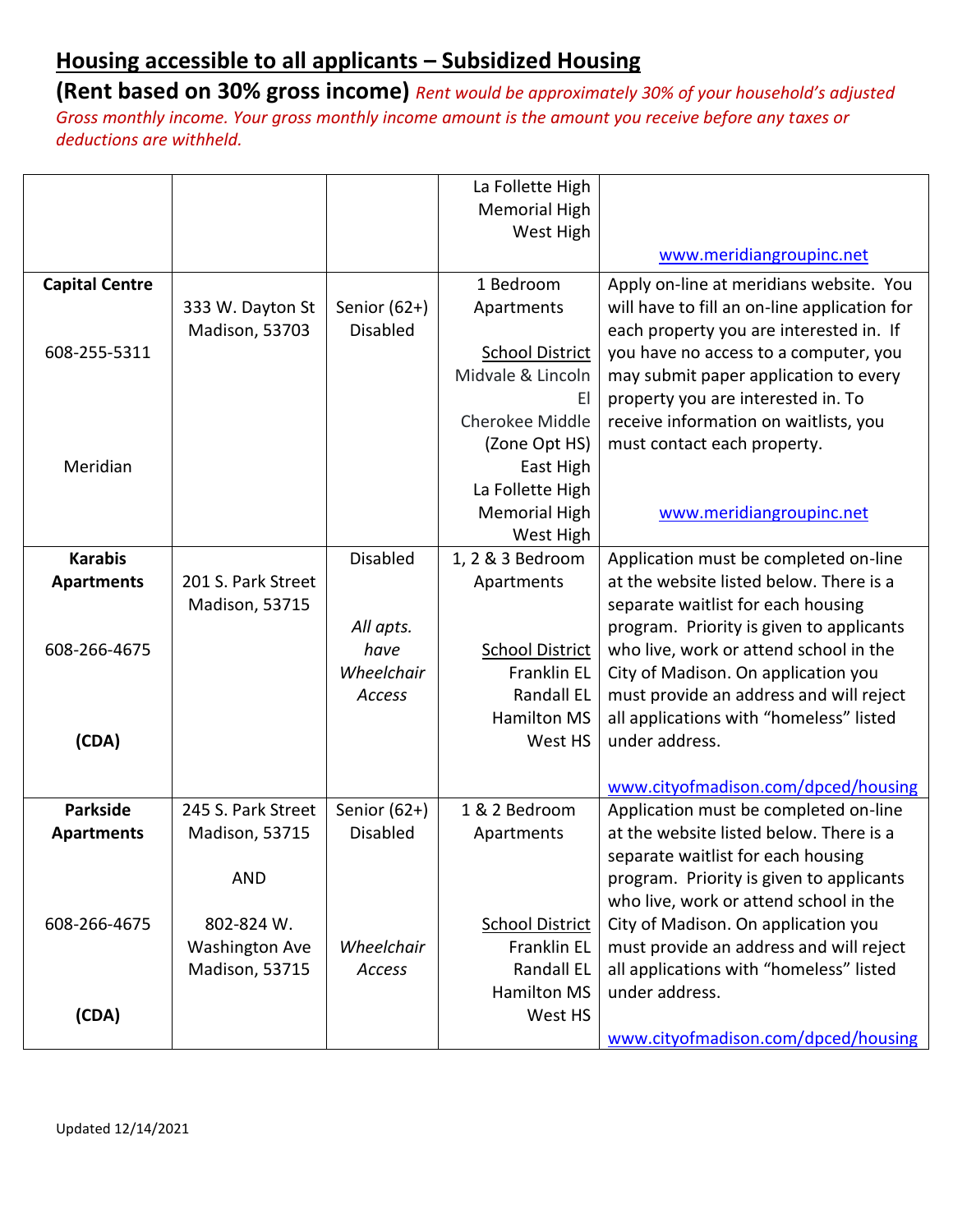## Housing accessible to all applicants – Subsidized Housing

**(Rent based on 30% gross income)** *Rent would be approximately 30% of your household's adjusted Gross monthly income. Your gross monthly income amount is the amount you receive before any taxes or deductions are withheld.*

| | | | | |
|---|---|---|---|---|
| | | | La Follette High<br>Memorial High<br>West High | www.meridiangroupinc.net |
| **Capital Centre**<br><br>608-255-5311<br><br>Meridian | 333 W. Dayton St<br>Madison, 53703 | Senior (62+)<br>Disabled | 1 Bedroom Apartments<br><br>School District<br>Midvale & Lincoln El<br>Cherokee Middle<br>(Zone Opt HS)<br>East High<br>La Follette High<br>Memorial High<br>West High | Apply on-line at meridians website. You will have to fill an on-line application for each property you are interested in. If you have no access to a computer, you may submit paper application to every property you are interested in. To receive information on waitlists, you must contact each property.<br><br>www.meridiangroupinc.net |
| **Karabis Apartments**<br><br>608-266-4675<br><br>**(CDA)** | 201 S. Park Street<br>Madison, 53715 | Disabled<br><br>*All apts. have Wheelchair Access* | 1, 2 & 3 Bedroom Apartments<br><br>School District<br>Franklin EL<br>Randall EL<br>Hamilton MS<br>West HS | Application must be completed on-line at the website listed below. There is a separate waitlist for each housing program. Priority is given to applicants who live, work or attend school in the City of Madison. On application you must provide an address and will reject all applications with "homeless" listed under address.<br><br>www.cityofmadison.com/dpced/housing |
| **Parkside Apartments**<br><br>608-266-4675<br><br>**(CDA)** | 245 S. Park Street<br>Madison, 53715<br><br>AND<br><br>802-824 W. Washington Ave<br>Madison, 53715 | Senior (62+)<br>Disabled<br><br>*Wheelchair Access* | 1 & 2 Bedroom Apartments<br><br>School District<br>Franklin EL<br>Randall EL<br>Hamilton MS<br>West HS | Application must be completed on-line at the website listed below. There is a separate waitlist for each housing program. Priority is given to applicants who live, work or attend school in the City of Madison. On application you must provide an address and will reject all applications with "homeless" listed under address.<br><br>www.cityofmadison.com/dpced/housing |

Updated 12/14/2021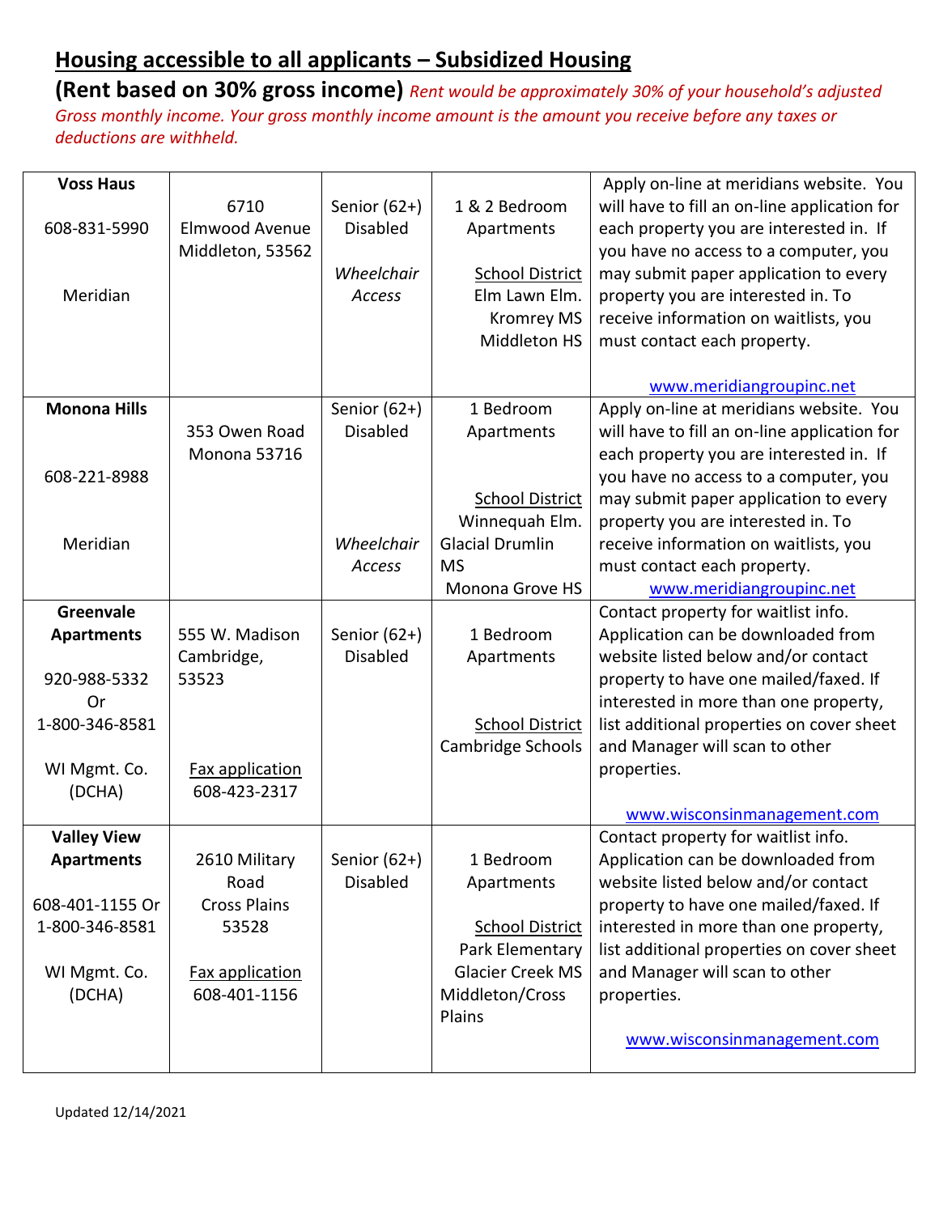## Housing accessible to all applicants – Subsidized Housing

**(Rent based on 30% gross income)** *Rent would be approximately 30% of your household's adjusted Gross monthly income. Your gross monthly income amount is the amount you receive before any taxes or deductions are withheld.*

| | | | | |
|---|---|---|---|---|
| **Voss Haus**<br><br>608-831-5990<br><br>Meridian | 6710 Elmwood Avenue Middleton, 53562 | Senior (62+) Disabled<br><br>*Wheelchair Access* | 1 & 2 Bedroom Apartments<br><br>School District<br>Elm Lawn Elm.<br>Kromrey MS<br>Middleton HS | Apply on-line at meridians website. You will have to fill an on-line application for each property you are interested in. If you have no access to a computer, you may submit paper application to every property you are interested in. To receive information on waitlists, you must contact each property.<br><br>www.meridiangroupinc.net |
| **Monona Hills**<br><br>608-221-8988<br><br>Meridian | 353 Owen Road Monona 53716 | Senior (62+) Disabled<br><br>*Wheelchair Access* | 1 Bedroom Apartments<br><br>School District<br>Winnequah Elm.<br>Glacial Drumlin MS<br>Monona Grove HS | Apply on-line at meridians website. You will have to fill an on-line application for each property you are interested in. If you have no access to a computer, you may submit paper application to every property you are interested in. To receive information on waitlists, you must contact each property.<br>www.meridiangroupinc.net |
| **Greenvale Apartments**<br><br>920-988-5332 Or 1-800-346-8581<br><br>WI Mgmt. Co. (DCHA) | 555 W. Madison Cambridge, 53523<br><br>Fax application<br>608-423-2317 | Senior (62+) Disabled | 1 Bedroom Apartments<br><br>School District<br>Cambridge Schools | Contact property for waitlist info. Application can be downloaded from website listed below and/or contact property to have one mailed/faxed. If interested in more than one property, list additional properties on cover sheet and Manager will scan to other properties.<br><br>www.wisconsinmanagement.com |
| **Valley View Apartments**<br><br>608-401-1155 Or 1-800-346-8581<br><br>WI Mgmt. Co. (DCHA) | 2610 Military Road Cross Plains 53528<br><br>Fax application<br>608-401-1156 | Senior (62+) Disabled | 1 Bedroom Apartments<br><br>School District<br>Park Elementary<br>Glacier Creek MS<br>Middleton/Cross Plains | Contact property for waitlist info. Application can be downloaded from website listed below and/or contact property to have one mailed/faxed. If interested in more than one property, list additional properties on cover sheet and Manager will scan to other properties.<br><br>www.wisconsinmanagement.com |

Updated 12/14/2021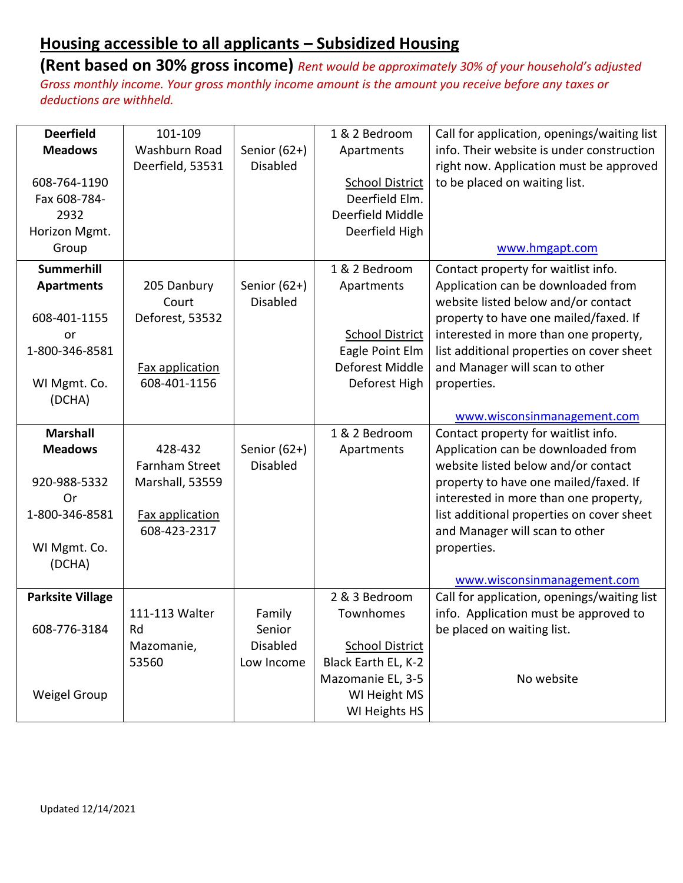## Housing accessible to all applicants – Subsidized Housing

**(Rent based on 30% gross income)** *Rent would be approximately 30% of your household's adjusted Gross monthly income. Your gross monthly income amount is the amount you receive before any taxes or deductions are withheld.*

| | | | | |
|---|---|---|---|---|
| **Deerfield Meadows**<br><br>608-764-1190<br>Fax 608-784-2932<br>Horizon Mgmt. Group | 101-109 Washburn Road<br>Deerfield, 53531 | Senior (62+)<br>Disabled | 1 & 2 Bedroom Apartments<br><br><u>School District</u><br>Deerfield Elm.<br>Deerfield Middle<br>Deerfield High | Call for application, openings/waiting list info. Their website is under construction right now. Application must be approved to be placed on waiting list.<br><br>www.hmgapt.com |
| **Summerhill Apartments**<br><br>608-401-1155<br>or<br>1-800-346-8581<br><br>WI Mgmt. Co. (DCHA) | 205 Danbury Court<br>Deforest, 53532<br><br><u>Fax application</u><br>608-401-1156 | Senior (62+)<br>Disabled | 1 & 2 Bedroom Apartments<br><br><u>School District</u><br>Eagle Point Elm<br>Deforest Middle<br>Deforest High | Contact property for waitlist info. Application can be downloaded from website listed below and/or contact property to have one mailed/faxed. If interested in more than one property, list additional properties on cover sheet and Manager will scan to other properties.<br><br>www.wisconsinmanagement.com |
| **Marshall Meadows**<br><br>920-988-5332<br>Or<br>1-800-346-8581<br><br>WI Mgmt. Co. (DCHA) | 428-432 Farnham Street<br>Marshall, 53559<br><br><u>Fax application</u><br>608-423-2317 | Senior (62+)<br>Disabled | 1 & 2 Bedroom Apartments | Contact property for waitlist info. Application can be downloaded from website listed below and/or contact property to have one mailed/faxed. If interested in more than one property, list additional properties on cover sheet and Manager will scan to other properties.<br><br>www.wisconsinmanagement.com |
| **Parksite Village**<br><br>608-776-3184<br><br>Weigel Group | 111-113 Walter Rd<br>Mazomanie, 53560 | Family<br>Senior<br>Disabled<br>Low Income | 2 & 3 Bedroom Townhomes<br><br><u>School District</u><br>Black Earth EL, K-2<br>Mazomanie EL, 3-5<br>WI Height MS<br>WI Heights HS | Call for application, openings/waiting list info. Application must be approved to be placed on waiting list.<br><br>No website |

Updated 12/14/2021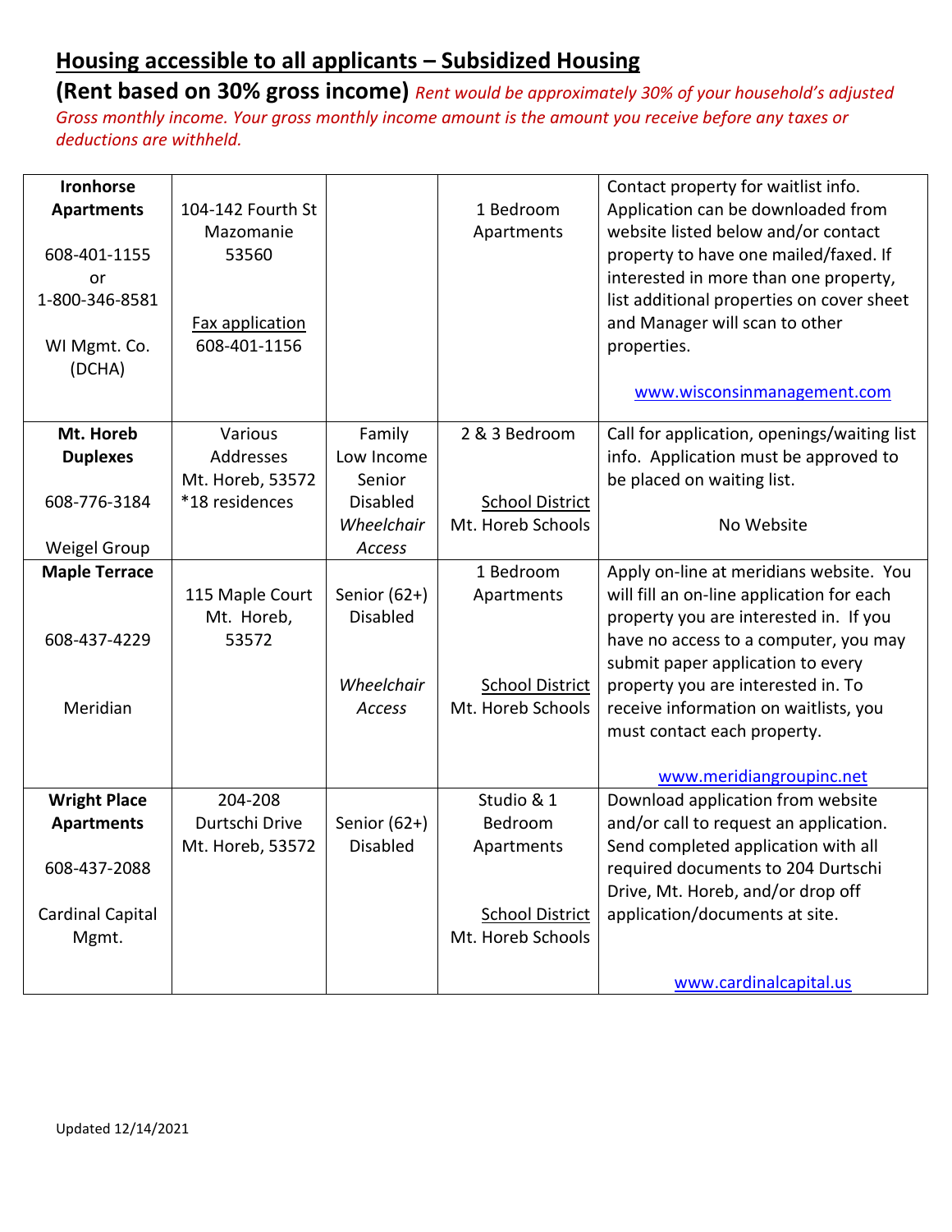## Housing accessible to all applicants – Subsidized Housing

**(Rent based on 30% gross income)** *Rent would be approximately 30% of your household's adjusted Gross monthly income. Your gross monthly income amount is the amount you receive before any taxes or deductions are withheld.*

| | | | | |
|---|---|---|---|---|
| **Ironhorse Apartments**<br><br>608-401-1155<br>or<br>1-800-346-8581<br><br>WI Mgmt. Co. (DCHA) | 104-142 Fourth St<br>Mazomanie<br>53560<br><br>Fax application<br>608-401-1156 | | 1 Bedroom Apartments | Contact property for waitlist info. Application can be downloaded from website listed below and/or contact property to have one mailed/faxed. If interested in more than one property, list additional properties on cover sheet and Manager will scan to other properties.<br><br>www.wisconsinmanagement.com |
| **Mt. Horeb Duplexes**<br><br>608-776-3184<br><br>Weigel Group | Various Addresses<br>Mt. Horeb, 53572<br>*18 residences | Family<br>Low Income<br>Senior<br>Disabled<br>*Wheelchair Access* | 2 & 3 Bedroom<br><br>School District<br>Mt. Horeb Schools | Call for application, openings/waiting list info. Application must be approved to be placed on waiting list.<br><br>No Website |
| **Maple Terrace**<br><br>608-437-4229<br><br>Meridian | 115 Maple Court<br>Mt. Horeb,<br>53572 | Senior (62+)<br>Disabled<br><br>*Wheelchair Access* | 1 Bedroom Apartments<br><br>School District<br>Mt. Horeb Schools | Apply on-line at meridians website. You will fill an on-line application for each property you are interested in. If you have no access to a computer, you may submit paper application to every property you are interested in. To receive information on waitlists, you must contact each property.<br><br>www.meridiangroupinc.net |
| **Wright Place Apartments**<br><br>608-437-2088<br><br>Cardinal Capital Mgmt. | 204-208 Durtschi Drive<br>Mt. Horeb, 53572 | Senior (62+)<br>Disabled | Studio & 1 Bedroom Apartments<br><br>School District<br>Mt. Horeb Schools | Download application from website and/or call to request an application. Send completed application with all required documents to 204 Durtschi Drive, Mt. Horeb, and/or drop off application/documents at site.<br><br>www.cardinalcapital.us |

Updated 12/14/2021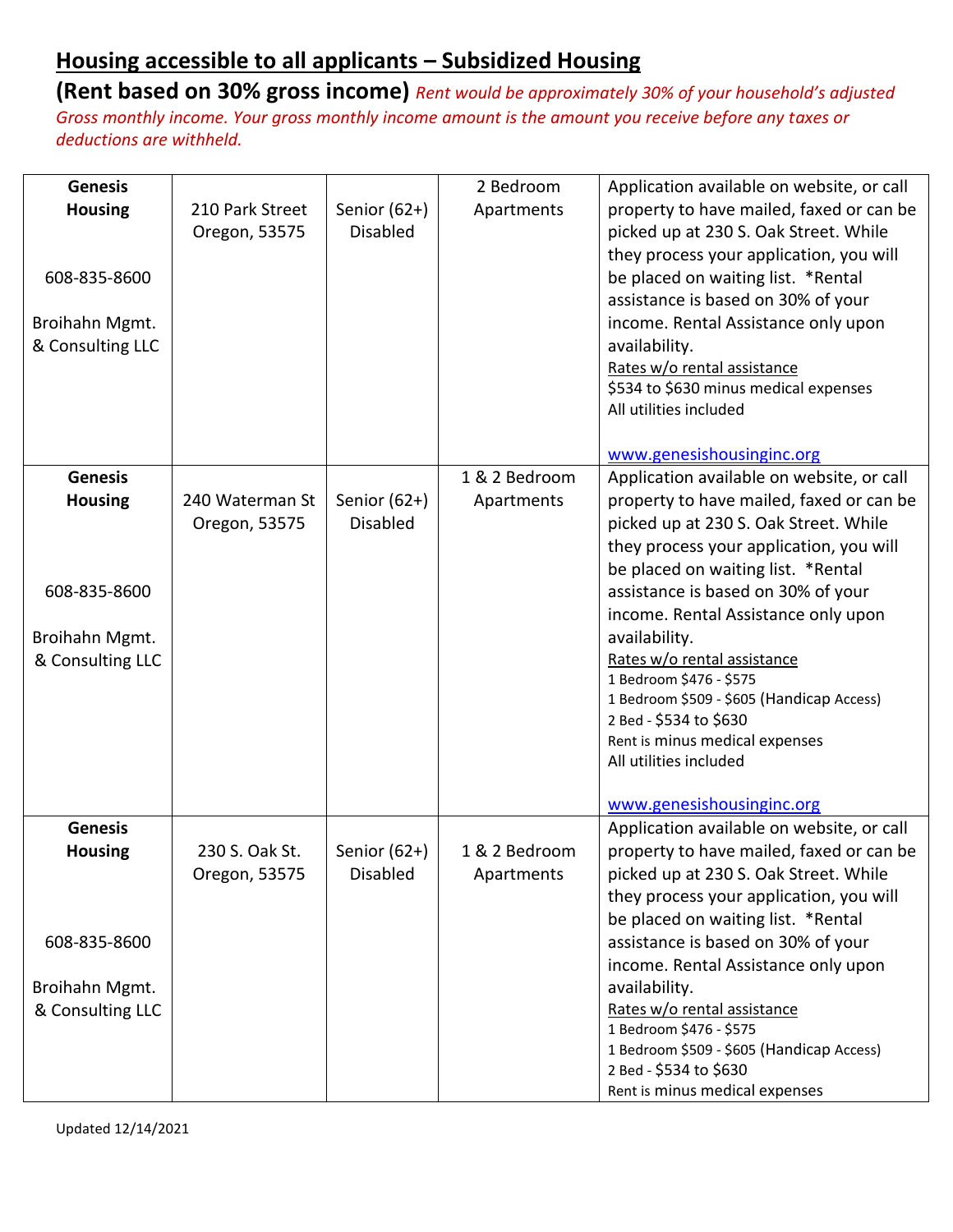## Housing accessible to all applicants – Subsidized Housing

**(Rent based on 30% gross income)** *Rent would be approximately 30% of your household's adjusted Gross monthly income. Your gross monthly income amount is the amount you receive before any taxes or deductions are withheld.*

| | | | | |
|---|---|---|---|---|
| **Genesis Housing**<br><br>608-835-8600<br><br>Broihahn Mgmt. & Consulting LLC | 210 Park Street Oregon, 53575 | Senior (62+) Disabled | 2 Bedroom Apartments | Application available on website, or call property to have mailed, faxed or can be picked up at 230 S. Oak Street. While they process your application, you will be placed on waiting list. *Rental assistance is based on 30% of your income. Rental Assistance only upon availability.<br>Rates w/o rental assistance<br>$534 to $630 minus medical expenses<br>All utilities included<br><br>www.genesishousinginc.org |
| **Genesis Housing**<br><br>608-835-8600<br><br>Broihahn Mgmt. & Consulting LLC | 240 Waterman St Oregon, 53575 | Senior (62+) Disabled | 1 & 2 Bedroom Apartments | Application available on website, or call property to have mailed, faxed or can be picked up at 230 S. Oak Street. While they process your application, you will be placed on waiting list. *Rental assistance is based on 30% of your income. Rental Assistance only upon availability.<br>Rates w/o rental assistance<br>1 Bedroom $476 - $575<br>1 Bedroom $509 - $605 (Handicap Access)<br>2 Bed - $534 to $630<br>Rent is minus medical expenses<br>All utilities included<br><br>www.genesishousinginc.org |
| **Genesis Housing**<br><br>608-835-8600<br><br>Broihahn Mgmt. & Consulting LLC | 230 S. Oak St. Oregon, 53575 | Senior (62+) Disabled | 1 & 2 Bedroom Apartments | Application available on website, or call property to have mailed, faxed or can be picked up at 230 S. Oak Street. While they process your application, you will be placed on waiting list. *Rental assistance is based on 30% of your income. Rental Assistance only upon availability.<br>Rates w/o rental assistance<br>1 Bedroom $476 - $575<br>1 Bedroom $509 - $605 (Handicap Access)<br>2 Bed - $534 to $630<br>Rent is minus medical expenses |

Updated 12/14/2021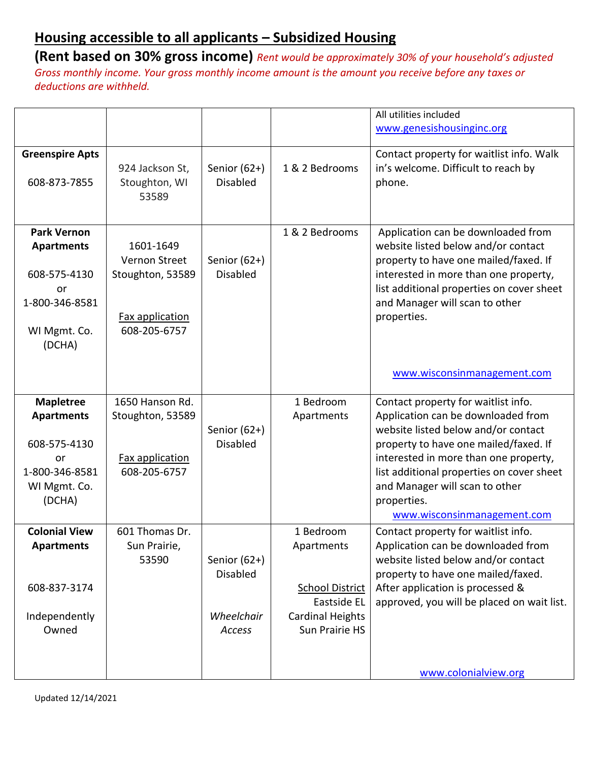## Housing accessible to all applicants – Subsidized Housing

**(Rent based on 30% gross income)** *Rent would be approximately 30% of your household's adjusted Gross monthly income. Your gross monthly income amount is the amount you receive before any taxes or deductions are withheld.*

| | | | | |
|---|---|---|---|---|
| | | | | All utilities included www.genesishousinginc.org |
| **Greenspire Apts** 608-873-7855 | 924 Jackson St, Stoughton, WI 53589 | Senior (62+) Disabled | 1 & 2 Bedrooms | Contact property for waitlist info. Walk in's welcome. Difficult to reach by phone. |
| **Park Vernon Apartments** 608-575-4130 or 1-800-346-8581 WI Mgmt. Co. (DCHA) | 1601-1649 Vernon Street Stoughton, 53589 Fax application 608-205-6757 | Senior (62+) Disabled | 1 & 2 Bedrooms | Application can be downloaded from website listed below and/or contact property to have one mailed/faxed. If interested in more than one property, list additional properties on cover sheet and Manager will scan to other properties. www.wisconsinmanagement.com |
| **Mapletree Apartments** 608-575-4130 or 1-800-346-8581 WI Mgmt. Co. (DCHA) | 1650 Hanson Rd. Stoughton, 53589 Fax application 608-205-6757 | Senior (62+) Disabled | 1 Bedroom Apartments | Contact property for waitlist info. Application can be downloaded from website listed below and/or contact property to have one mailed/faxed. If interested in more than one property, list additional properties on cover sheet and Manager will scan to other properties. www.wisconsinmanagement.com |
| **Colonial View Apartments** 608-837-3174 Independently Owned | 601 Thomas Dr. Sun Prairie, 53590 | Senior (62+) Disabled *Wheelchair Access* | 1 Bedroom Apartments School District Eastside EL Cardinal Heights Sun Prairie HS | Contact property for waitlist info. Application can be downloaded from website listed below and/or contact property to have one mailed/faxed. After application is processed & approved, you will be placed on wait list. www.colonialview.org |

Updated 12/14/2021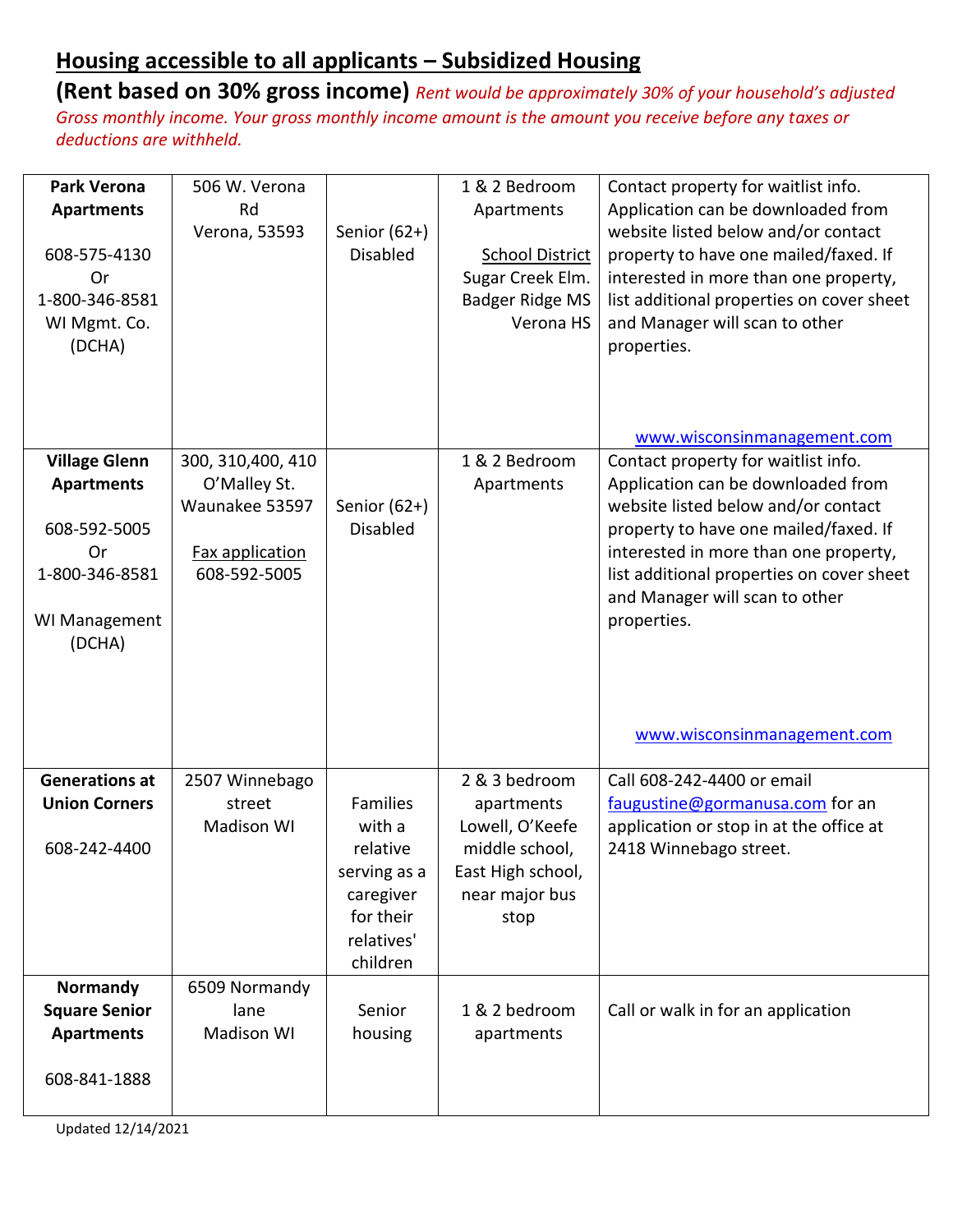## Housing accessible to all applicants – Subsidized Housing

**(Rent based on 30% gross income)** *Rent would be approximately 30% of your household's adjusted Gross monthly income. Your gross monthly income amount is the amount you receive before any taxes or deductions are withheld.*

| | | | | |
|---|---|---|---|---|
| **Park Verona Apartments**<br><br>608-575-4130<br>Or<br>1-800-346-8581<br>WI Mgmt. Co.<br>(DCHA) | 506 W. Verona Rd<br>Verona, 53593 | Senior (62+)<br>Disabled | 1 & 2 Bedroom Apartments<br><br>School District<br>Sugar Creek Elm.<br>Badger Ridge MS<br>Verona HS | Contact property for waitlist info. Application can be downloaded from website listed below and/or contact property to have one mailed/faxed. If interested in more than one property, list additional properties on cover sheet and Manager will scan to other properties.<br><br>www.wisconsinmanagement.com |
| **Village Glenn Apartments**<br><br>608-592-5005<br>Or<br>1-800-346-8581<br><br>WI Management<br>(DCHA) | 300, 310,400, 410 O'Malley St.<br>Waunakee 53597<br><br>Fax application<br>608-592-5005 | Senior (62+)<br>Disabled | 1 & 2 Bedroom Apartments | Contact property for waitlist info. Application can be downloaded from website listed below and/or contact property to have one mailed/faxed. If interested in more than one property, list additional properties on cover sheet and Manager will scan to other properties.<br><br>www.wisconsinmanagement.com |
| **Generations at Union Corners**<br><br>608-242-4400 | 2507 Winnebago street<br>Madison WI | Families with a relative serving as a caregiver for their relatives' children | 2 & 3 bedroom apartments<br>Lowell, O'Keefe middle school, East High school, near major bus stop | Call 608-242-4400 or email faugustine@gormanusa.com for an application or stop in at the office at 2418 Winnebago street. |
| **Normandy Square Senior Apartments**<br><br>608-841-1888 | 6509 Normandy lane<br>Madison WI | Senior housing | 1 & 2 bedroom apartments | Call or walk in for an application |

Updated 12/14/2021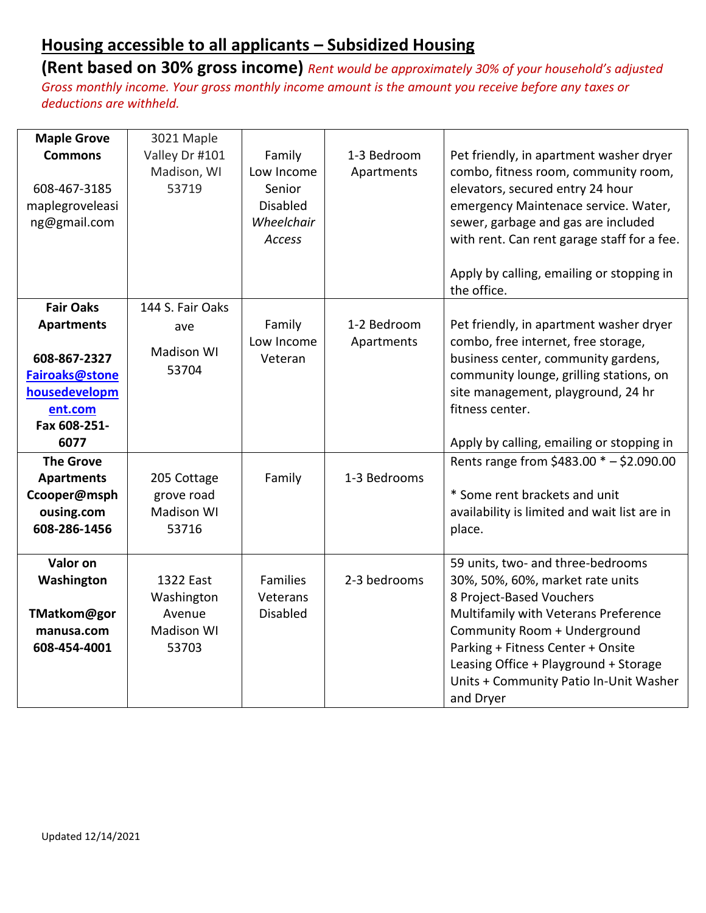## Housing accessible to all applicants – Subsidized Housing

**(Rent based on 30% gross income)** *Rent would be approximately 30% of your household's adjusted Gross monthly income. Your gross monthly income amount is the amount you receive before any taxes or deductions are withheld.*

| | | | | |
|---|---|---|---|---|
| **Maple Grove Commons**<br><br>608-467-3185<br>maplegroveleasing@gmail.com | 3021 Maple Valley Dr #101 Madison, WI 53719 | Family<br>Low Income<br>Senior<br>Disabled<br>*Wheelchair Access* | 1-3 Bedroom Apartments | Pet friendly, in apartment washer dryer combo, fitness room, community room, elevators, secured entry 24 hour emergency Maintenace service. Water, sewer, garbage and gas are included with rent. Can rent garage staff for a fee.<br><br>Apply by calling, emailing or stopping in the office. |
| **Fair Oaks Apartments**<br><br>**608-867-2327**<br>**Fairoaks@stonehousedevelopment.com**<br>**Fax 608-251-6077** | 144 S. Fair Oaks ave<br>Madison WI 53704 | Family<br>Low Income<br>Veteran | 1-2 Bedroom Apartments | Pet friendly, in apartment washer dryer combo, free internet, free storage, business center, community gardens, community lounge, grilling stations, on site management, playground, 24 hr fitness center.<br><br>Apply by calling, emailing or stopping in |
| **The Grove Apartments**<br>**Ccooper@msphousing.com**<br>**608-286-1456** | 205 Cottage grove road Madison WI 53716 | Family | 1-3 Bedrooms | Rents range from $483.00 * – $2.090.00<br><br>* Some rent brackets and unit availability is limited and wait list are in place. |
| **Valor on Washington**<br><br>**TMatkom@gormanusa.com**<br>**608-454-4001** | 1322 East Washington Avenue Madison WI 53703 | Families<br>Veterans<br>Disabled | 2-3 bedrooms | 59 units, two- and three-bedrooms<br>30%, 50%, 60%, market rate units<br>8 Project-Based Vouchers<br>Multifamily with Veterans Preference<br>Community Room + Underground Parking + Fitness Center + Onsite Leasing Office + Playground + Storage Units + Community Patio In-Unit Washer and Dryer |

Updated 12/14/2021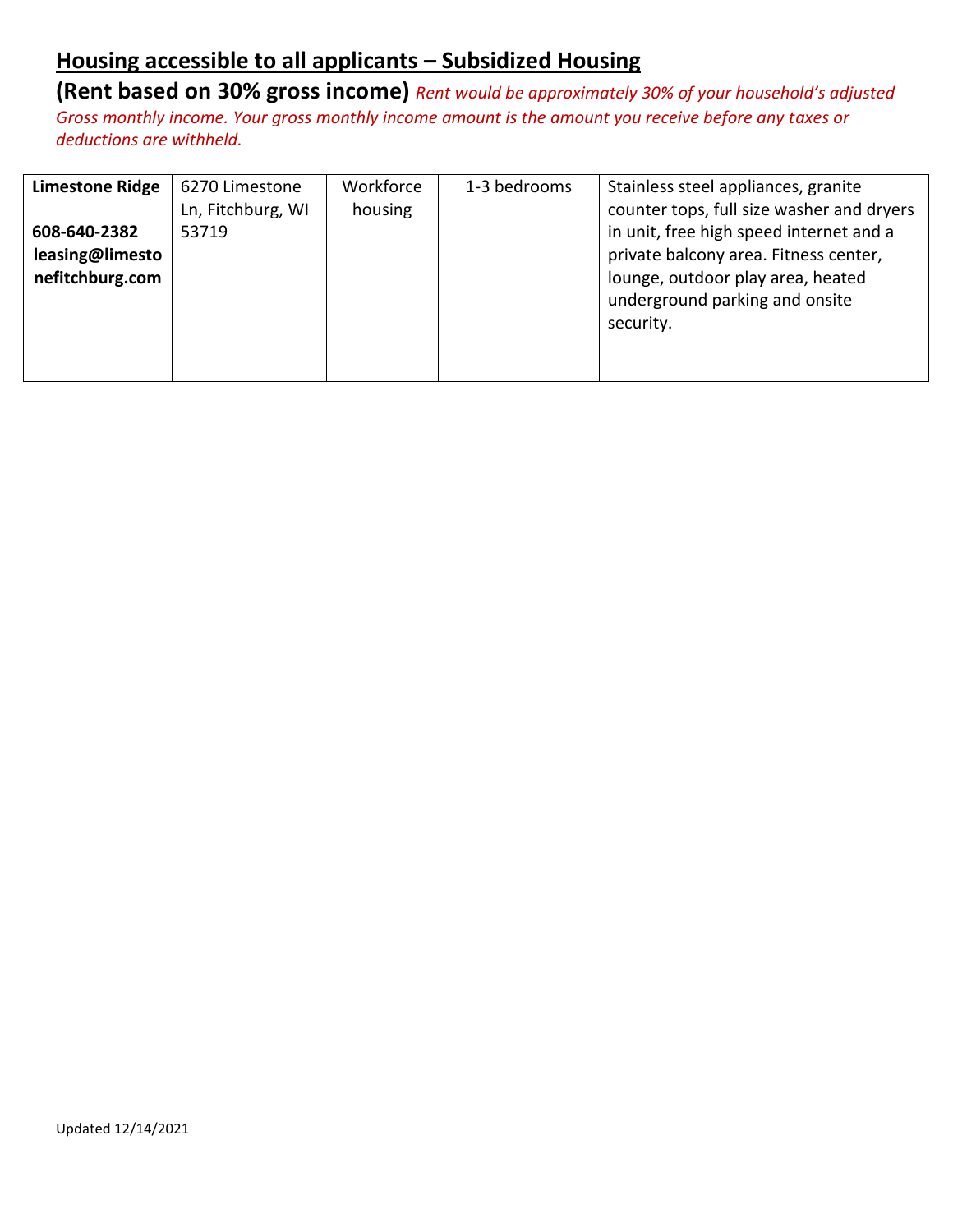## **Housing accessible to all applicants – Subsidized Housing**

**(Rent based on 30% gross income)** *Rent would be approximately 30% of your household's adjusted Gross monthly income. Your gross monthly income amount is the amount you receive before any taxes or deductions are withheld.*

| | | | | |
|---|---|---|---|---|
| **Limestone Ridge**<br><br>**608-640-2382**<br>**leasing@limestonefitchburg.com** | 6270 Limestone Ln, Fitchburg, WI 53719 | Workforce housing | 1-3 bedrooms | Stainless steel appliances, granite counter tops, full size washer and dryers in unit, free high speed internet and a private balcony area. Fitness center, lounge, outdoor play area, heated underground parking and onsite security. |

Updated 12/14/2021